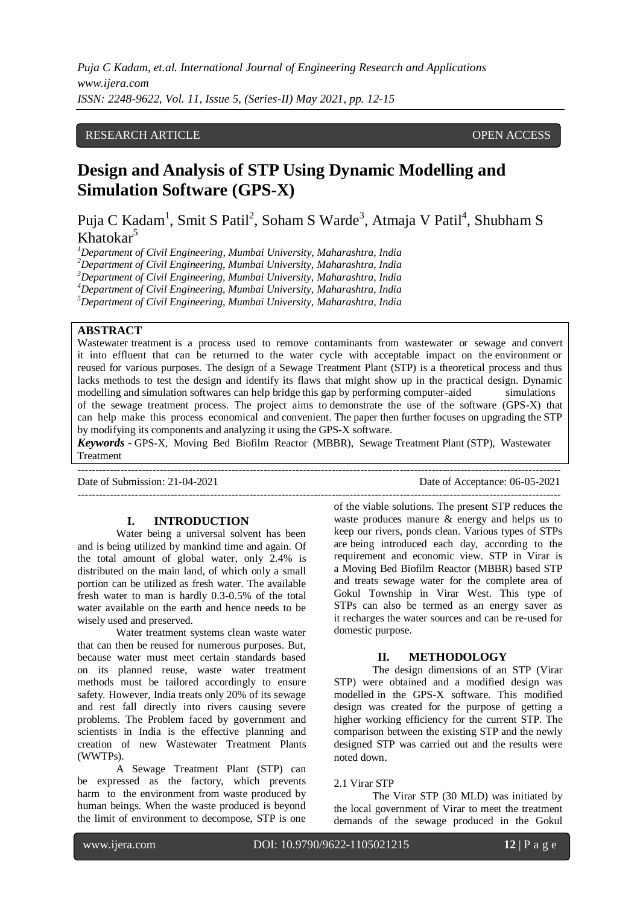RESEARCH ARTICLE OPEN ACCESS

# Design and Analysis of STP Using Dynamic Modelling and Simulation Software (GPS-X)

Puja C Kadam[1], Smit S Patil[2], Soham S Warde[3], Atmaja V Patil[4], Shubham S Khatokar[5]

[1]*Department of Civil Engineering, Mumbai University, Maharashtra, India*
[2]*Department of Civil Engineering, Mumbai University, Maharashtra, India*
[3]*Department of Civil Engineering, Mumbai University, Maharashtra, India*
[4]*Department of Civil Engineering, Mumbai University, Maharashtra, India*
[5]*Department of Civil Engineering, Mumbai University, Maharashtra, India*

**ABSTRACT**

Wastewater treatment is a process used to remove contaminants from wastewater or sewage and convert it into effluent that can be returned to the water cycle with acceptable impact on the environment or reused for various purposes. The design of a Sewage Treatment Plant (STP) is a theoretical process and thus lacks methods to test the design and identify its flaws that might show up in the practical design. Dynamic modelling and simulation softwares can help bridge this gap by performing computer-aided simulations of the sewage treatment process. The project aims to demonstrate the use of the software (GPS-X) that can help make this process economical and convenient. The paper then further focuses on upgrading the STP by modifying its components and analyzing it using the GPS-X software.

***Keywords -*** GPS-X, Moving Bed Biofilm Reactor (MBBR), Sewage Treatment Plant (STP), Wastewater Treatment

---

Date of Submission: 21-04-2021 Date of Acceptance: 06-05-2021

---

## I. INTRODUCTION

Water being a universal solvent has been and is being utilized by mankind time and again. Of the total amount of global water, only 2.4% is distributed on the main land, of which only a small portion can be utilized as fresh water. The available fresh water to man is hardly 0.3-0.5% of the total water available on the earth and hence needs to be wisely used and preserved.

Water treatment systems clean waste water that can then be reused for numerous purposes. But, because water must meet certain standards based on its planned reuse, waste water treatment methods must be tailored accordingly to ensure safety. However, India treats only 20% of its sewage and rest fall directly into rivers causing severe problems. The Problem faced by government and scientists in India is the effective planning and creation of new Wastewater Treatment Plants (WWTPs).

A Sewage Treatment Plant (STP) can be expressed as the factory, which prevents harm to the environment from waste produced by human beings. When the waste produced is beyond the limit of environment to decompose, STP is one of the viable solutions. The present STP reduces the waste produces manure & energy and helps us to keep our rivers, ponds clean. Various types of STPs are being introduced each day, according to the requirement and economic view. STP in Virar is a Moving Bed Biofilm Reactor (MBBR) based STP and treats sewage water for the complete area of Gokul Township in Virar West. This type of STPs can also be termed as an energy saver as it recharges the water sources and can be re-used for domestic purpose.

## II. METHODOLOGY

The design dimensions of an STP (Virar STP) were obtained and a modified design was modelled in the GPS-X software. This modified design was created for the purpose of getting a higher working efficiency for the current STP. The comparison between the existing STP and the newly designed STP was carried out and the results were noted down.

### 2.1 Virar STP

The Virar STP (30 MLD) was initiated by the local government of Virar to meet the treatment demands of the sewage produced in the Gokul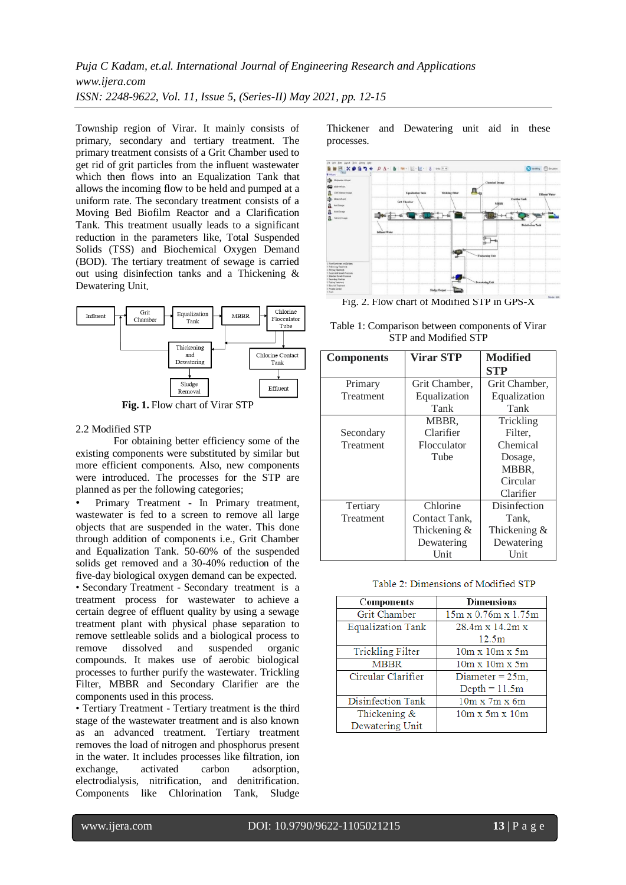Township region of Virar. It mainly consists of primary, secondary and tertiary treatment. The primary treatment consists of a Grit Chamber used to get rid of grit particles from the influent wastewater which then flows into an Equalization Tank that allows the incoming flow to be held and pumped at a uniform rate. The secondary treatment consists of a Moving Bed Biofilm Reactor and a Clarification Tank. This treatment usually leads to a significant reduction in the parameters like, Total Suspended Solids (TSS) and Biochemical Oxygen Demand (BOD). The tertiary treatment of sewage is carried out using disinfection tanks and a Thickening & Dewatering Unit.

**Fig. 1.** Flow chart of Virar STP

2.2 Modified STP

For obtaining better efficiency some of the existing components were substituted by similar but more efficient components. Also, new components were introduced. The processes for the STP are planned as per the following categories;

- Primary Treatment - In Primary treatment, wastewater is fed to a screen to remove all large objects that are suspended in the water. This done through addition of components i.e., Grit Chamber and Equalization Tank. 50-60% of the suspended solids get removed and a 30-40% reduction of the five-day biological oxygen demand can be expected.
- Secondary Treatment - Secondary treatment is a treatment process for wastewater to achieve a certain degree of effluent quality by using a sewage treatment plant with physical phase separation to remove settleable solids and a biological process to remove dissolved and suspended organic compounds. It makes use of aerobic biological processes to further purify the wastewater. Trickling Filter, MBBR and Secondary Clarifier are the components used in this process.
- Tertiary Treatment - Tertiary treatment is the third stage of the wastewater treatment and is also known as an advanced treatment. Tertiary treatment removes the load of nitrogen and phosphorus present in the water. It includes processes like filtration, ion exchange, activated carbon adsorption, electrodialysis, nitrification, and denitrification. Components like Chlorination Tank, Sludge Thickener and Dewatering unit aid in these processes.

Fig. 2. Flow chart of Modified STP in GPS-X

Table 1: Comparison between components of Virar STP and Modified STP

| Components | Virar STP | Modified STP |
|---|---|---|
| Primary Treatment | Grit Chamber, Equalization Tank | Grit Chamber, Equalization Tank |
| Secondary Treatment | MBBR, Clarifier Flocculator Tube | Trickling Filter, Chemical Dosage, MBBR, Circular Clarifier |
| Tertiary Treatment | Chlorine Contact Tank, Thickening & Dewatering Unit | Disinfection Tank, Thickening & Dewatering Unit |

Table 2: Dimensions of Modified STP

| Components | Dimensions |
|---|---|
| Grit Chamber | 15m x 0.76m x 1.75m |
| Equalization Tank | 28.4m x 14.2m x 12.5m |
| Trickling Filter | 10m x 10m x 5m |
| MBBR | 10m x 10m x 5m |
| Circular Clarifier | Diameter = 25m, Depth = 11.5m |
| Disinfection Tank | 10m x 7m x 6m |
| Thickening & Dewatering Unit | 10m x 5m x 10m |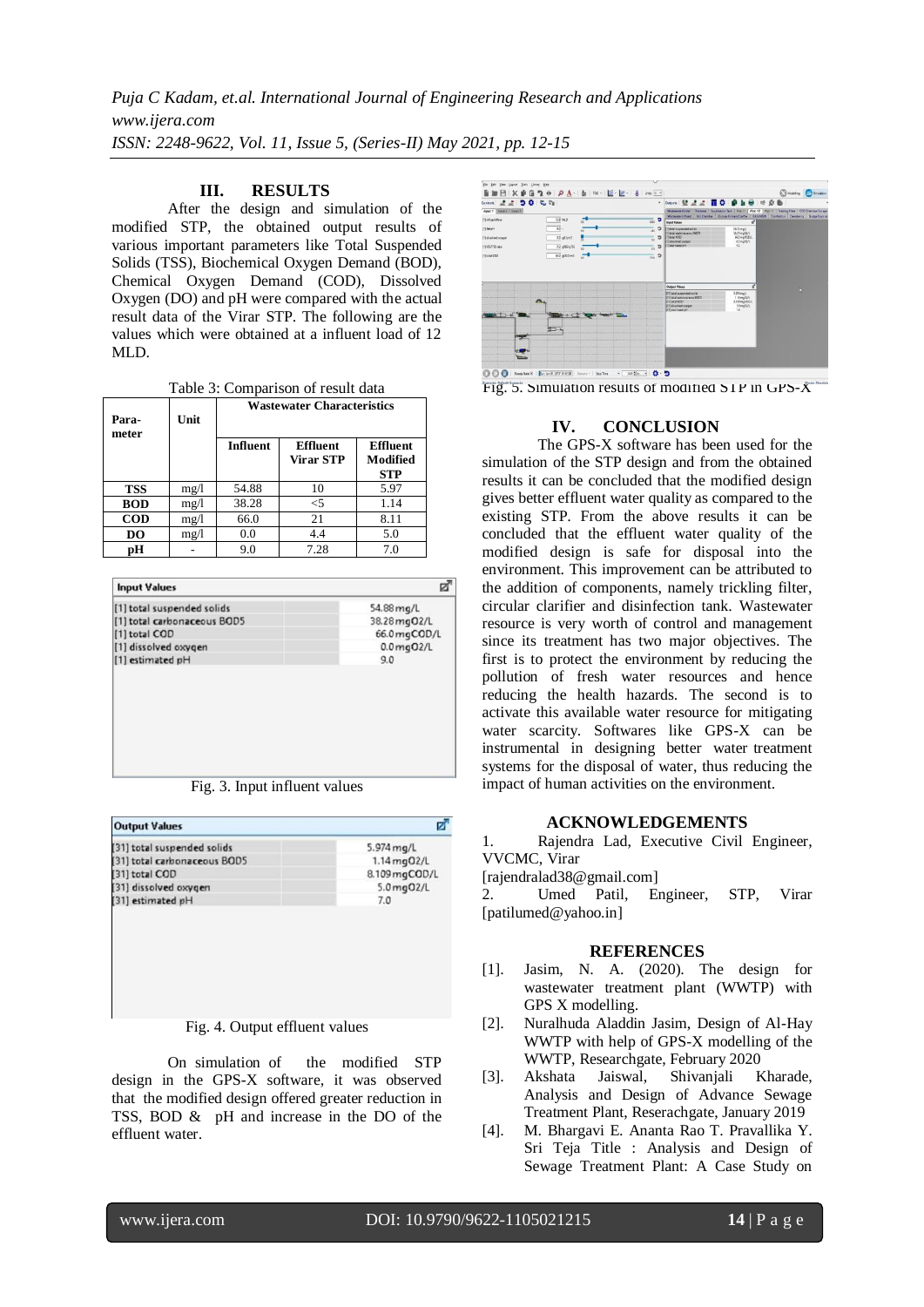## III. RESULTS

After the design and simulation of the modified STP, the obtained output results of various important parameters like Total Suspended Solids (TSS), Biochemical Oxygen Demand (BOD), Chemical Oxygen Demand (COD), Dissolved Oxygen (DO) and pH were compared with the actual result data of the Virar STP. The following are the values which were obtained at a influent load of 12 MLD.

Table 3: Comparison of result data

| Para-meter | Unit | Wastewater Characteristics | | |
|---|---|---|---|---|
| | | Influent | Effluent Virar STP | Effluent Modified STP |
| **TSS** | mg/l | 54.88 | 10 | 5.97 |
| **BOD** | mg/l | 38.28 | <5 | 1.14 |
| **COD** | mg/l | 66.0 | 21 | 8.11 |
| **DO** | mg/l | 0.0 | 4.4 | 5.0 |
| **pH** | - | 9.0 | 7.28 | 7.0 |

| Input Values | |
|---|---|
| [1] total suspended solids | 54.88 mg/L |
| [1] total carbonaceous BOD5 | 38.28 mgO2/L |
| [1] total COD | 66.0 mgCOD/L |
| [1] dissolved oxygen | 0.0 mgO2/L |
| [1] estimated pH | 9.0 |

Fig. 3. Input influent values

| Output Values | |
|---|---|
| [31] total suspended solids | 5.974 mg/L |
| [31] total carbonaceous BOD5 | 1.14 mgO2/L |
| [31] total COD | 8.109 mgCOD/L |
| [31] dissolved oxygen | 5.0 mgO2/L |
| [31] estimated pH | 7.0 |

Fig. 4. Output effluent values

On simulation of the modified STP design in the GPS-X software, it was observed that the modified design offered greater reduction in TSS, BOD & pH and increase in the DO of the effluent water.

Fig. 5. Simulation results of modified STP in GPS-X

## IV. CONCLUSION

The GPS-X software has been used for the simulation of the STP design and from the obtained results it can be concluded that the modified design gives better effluent water quality as compared to the existing STP. From the above results it can be concluded that the effluent water quality of the modified design is safe for disposal into the environment. This improvement can be attributed to the addition of components, namely trickling filter, circular clarifier and disinfection tank. Wastewater resource is very worth of control and management since its treatment has two major objectives. The first is to protect the environment by reducing the pollution of fresh water resources and hence reducing the health hazards. The second is to activate this available water resource for mitigating water scarcity. Softwares like GPS-X can be instrumental in designing better water treatment systems for the disposal of water, thus reducing the impact of human activities on the environment.

## ACKNOWLEDGEMENTS

1. Rajendra Lad, Executive Civil Engineer, VVCMC, Virar [rajendralad38@gmail.com]
2. Umed Patil, Engineer, STP, Virar [patilumed@yahoo.in]

## REFERENCES

[1]. Jasim, N. A. (2020). The design for wastewater treatment plant (WWTP) with GPS X modelling.

[2]. Nuralhuda Aladdin Jasim, Design of Al-Hay WWTP with help of GPS-X modelling of the WWTP, Researchgate, February 2020

[3]. Akshata Jaiswal, Shivanjali Kharade, Analysis and Design of Advance Sewage Treatment Plant, Reserachgate, January 2019

[4]. M. Bhargavi E. Ananta Rao T. Pravallika Y. Sri Teja Title : Analysis and Design of Sewage Treatment Plant: A Case Study on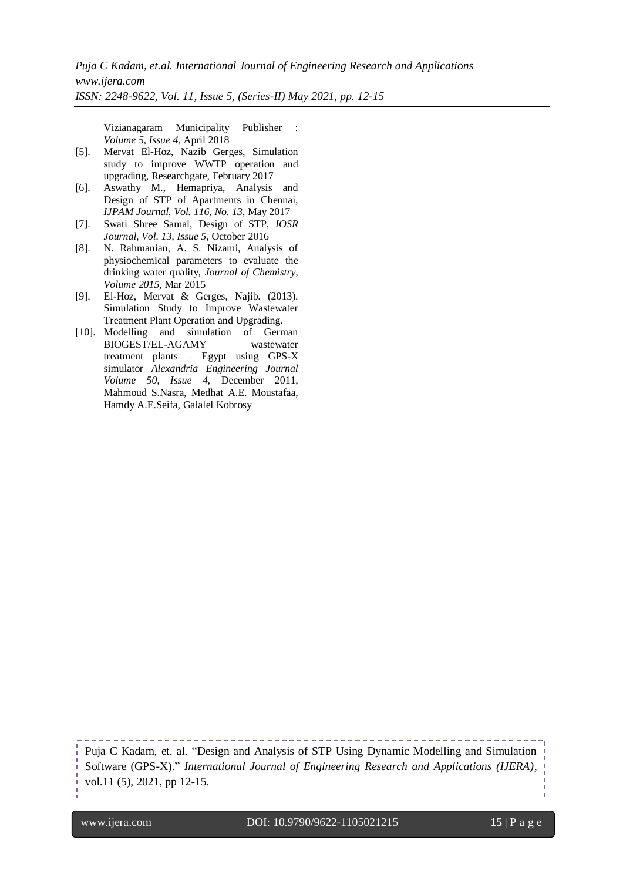Vizianagaram Municipality Publisher : *Volume 5, Issue 4*, April 2018

[5]. Mervat El-Hoz, Nazib Gerges, Simulation study to improve WWTP operation and upgrading, Researchgate, February 2017

[6]. Aswathy M., Hemapriya, Analysis and Design of STP of Apartments in Chennai, *IJPAM Journal, Vol. 116, No. 13*, May 2017

[7]. Swati Shree Samal, Design of STP, *IOSR Journal, Vol. 13, Issue 5*, October 2016

[8]. N. Rahmanian, A. S. Nizami, Analysis of physiochemical parameters to evaluate the drinking water quality, *Journal of Chemistry, Volume 2015*, Mar 2015

[9]. El-Hoz, Mervat & Gerges, Najib. (2013). Simulation Study to Improve Wastewater Treatment Plant Operation and Upgrading.

[10]. Modelling and simulation of German BIOGEST/EL-AGAMY wastewater treatment plants – Egypt using GPS-X simulator *Alexandria Engineering Journal Volume 50, Issue 4*, December 2011, Mahmoud S.Nasra, Medhat A.E. Moustafaa, Hamdy A.E.Seifa, Galalel Kobrosy

Puja C Kadam, et. al. "Design and Analysis of STP Using Dynamic Modelling and Simulation Software (GPS-X)." *International Journal of Engineering Research and Applications (IJERA)*, vol.11 (5), 2021, pp 12-15.